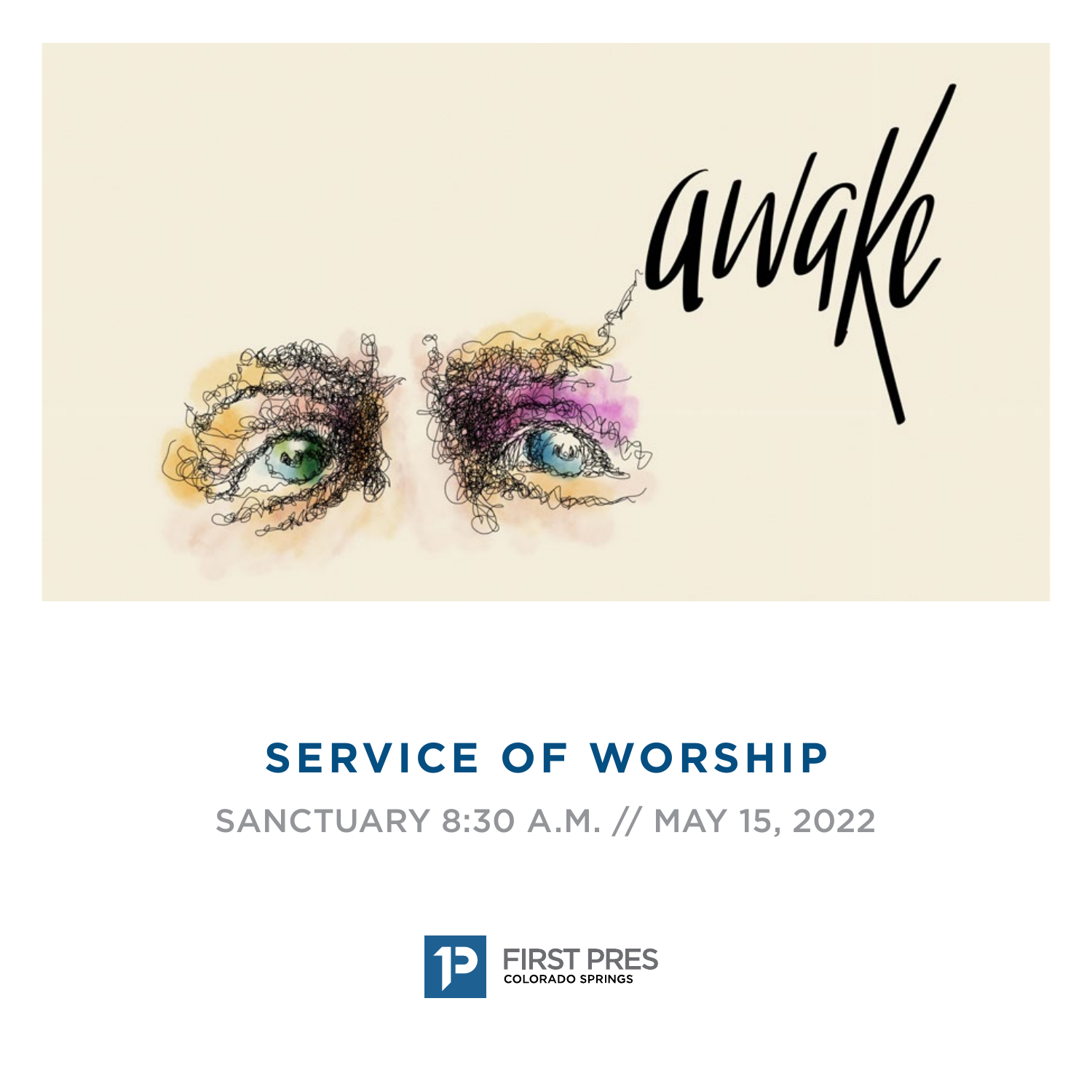awake

# SERVICE OF WORSHIP

SANCTUARY 8:30 A.M. // MAY 15, 2022

FIRST PRES
COLORADO SPRINGS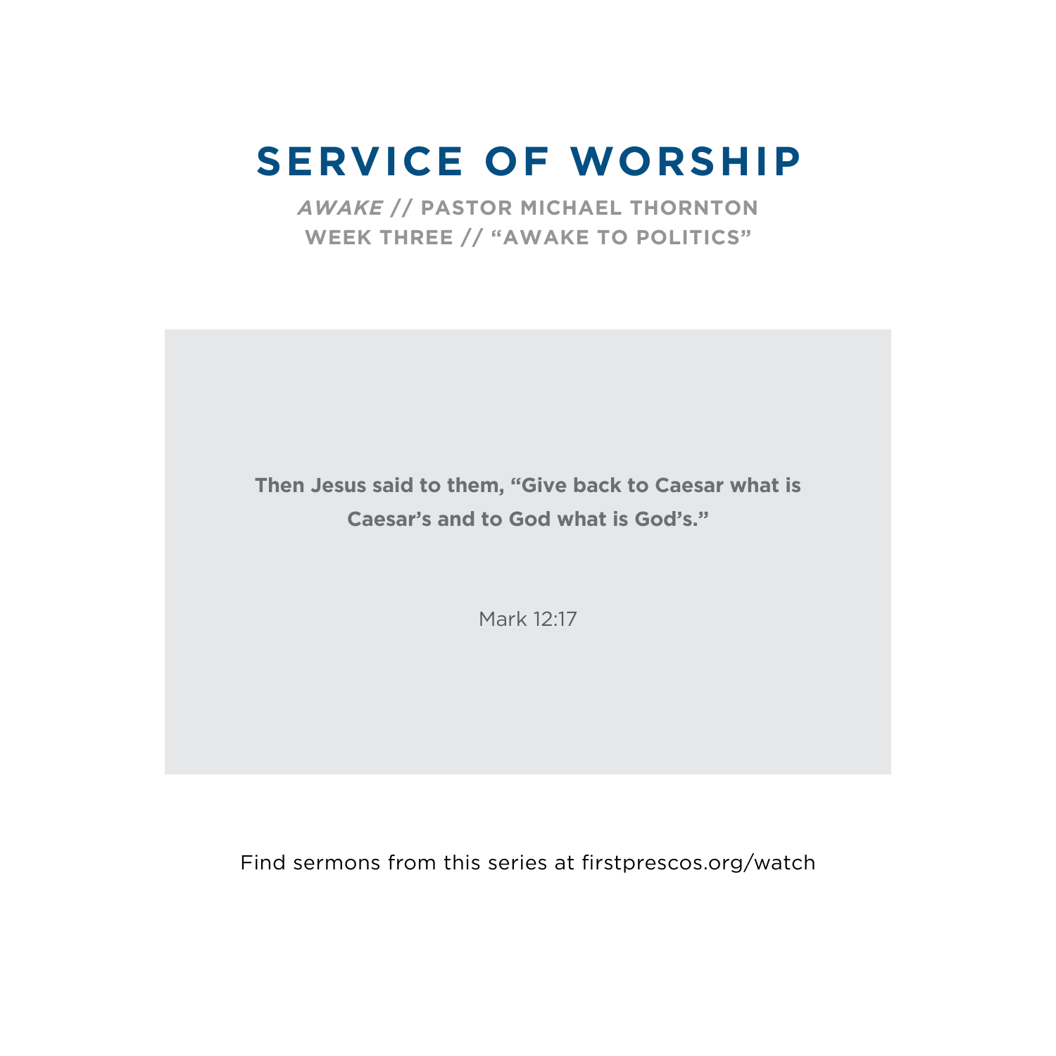# SERVICE OF WORSHIP

**_AWAKE_ // PASTOR MICHAEL THORNTON**
**WEEK THREE // "AWAKE TO POLITICS"**

**Then Jesus said to them, "Give back to Caesar what is Caesar's and to God what is God's."**

Mark 12:17

Find sermons from this series at firstprescos.org/watch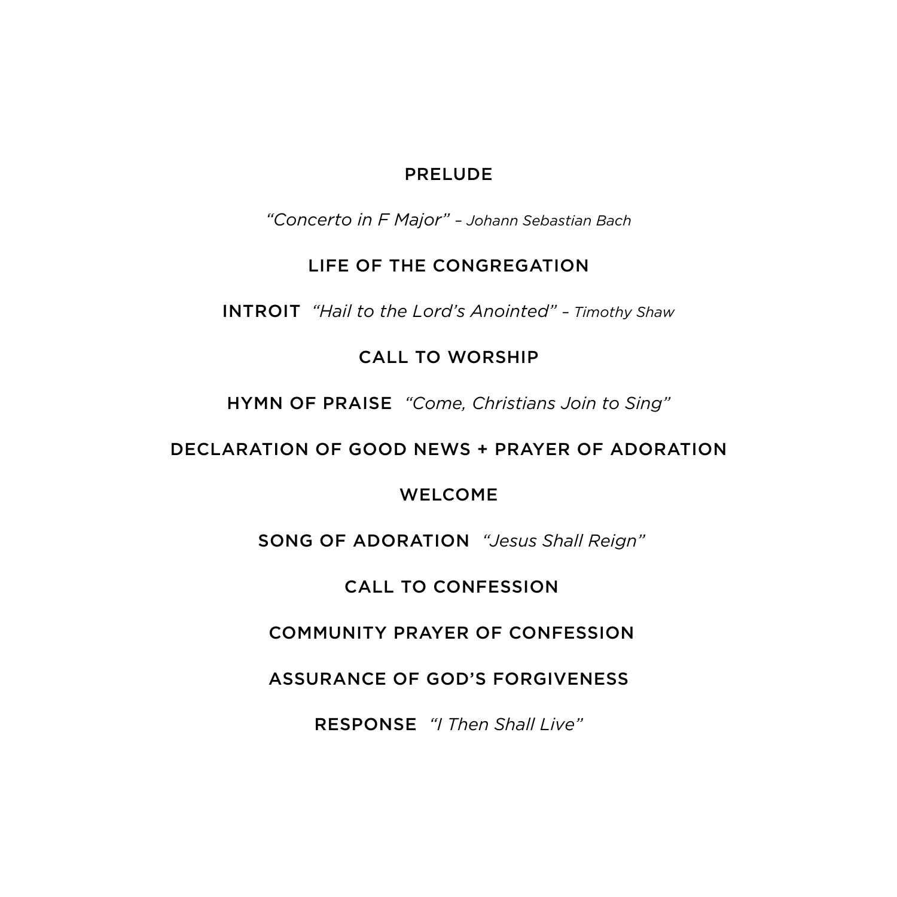PRELUDE

*"Concerto in F Major" – Johann Sebastian Bach*

LIFE OF THE CONGREGATION

INTROIT *"Hail to the Lord's Anointed" – Timothy Shaw*

CALL TO WORSHIP

HYMN OF PRAISE *"Come, Christians Join to Sing"*

DECLARATION OF GOOD NEWS + PRAYER OF ADORATION

WELCOME

SONG OF ADORATION *"Jesus Shall Reign"*

CALL TO CONFESSION

COMMUNITY PRAYER OF CONFESSION

ASSURANCE OF GOD'S FORGIVENESS

RESPONSE *"I Then Shall Live"*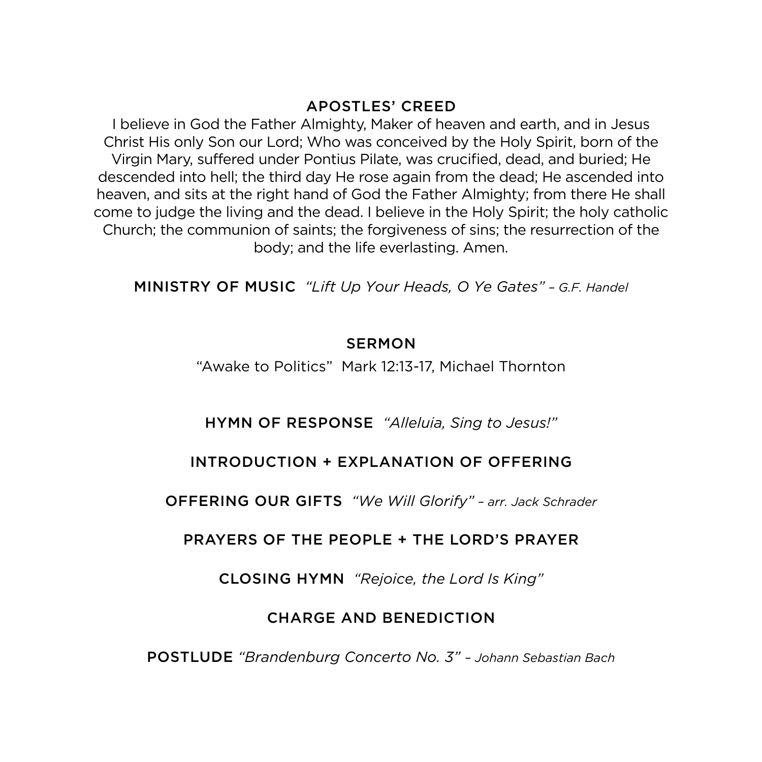## APOSTLES' CREED

I believe in God the Father Almighty, Maker of heaven and earth, and in Jesus Christ His only Son our Lord; Who was conceived by the Holy Spirit, born of the Virgin Mary, suffered under Pontius Pilate, was crucified, dead, and buried; He descended into hell; the third day He rose again from the dead; He ascended into heaven, and sits at the right hand of God the Father Almighty; from there He shall come to judge the living and the dead. I believe in the Holy Spirit; the holy catholic Church; the communion of saints; the forgiveness of sins; the resurrection of the body; and the life everlasting. Amen.

## MINISTRY OF MUSIC *"Lift Up Your Heads, O Ye Gates" – G.F. Handel*

## SERMON

"Awake to Politics" Mark 12:13-17, Michael Thornton

## HYMN OF RESPONSE *"Alleluia, Sing to Jesus!"*

## INTRODUCTION + EXPLANATION OF OFFERING

## OFFERING OUR GIFTS *"We Will Glorify" – arr. Jack Schrader*

## PRAYERS OF THE PEOPLE + THE LORD'S PRAYER

## CLOSING HYMN *"Rejoice, the Lord Is King"*

## CHARGE AND BENEDICTION

## POSTLUDE *"Brandenburg Concerto No. 3" – Johann Sebastian Bach*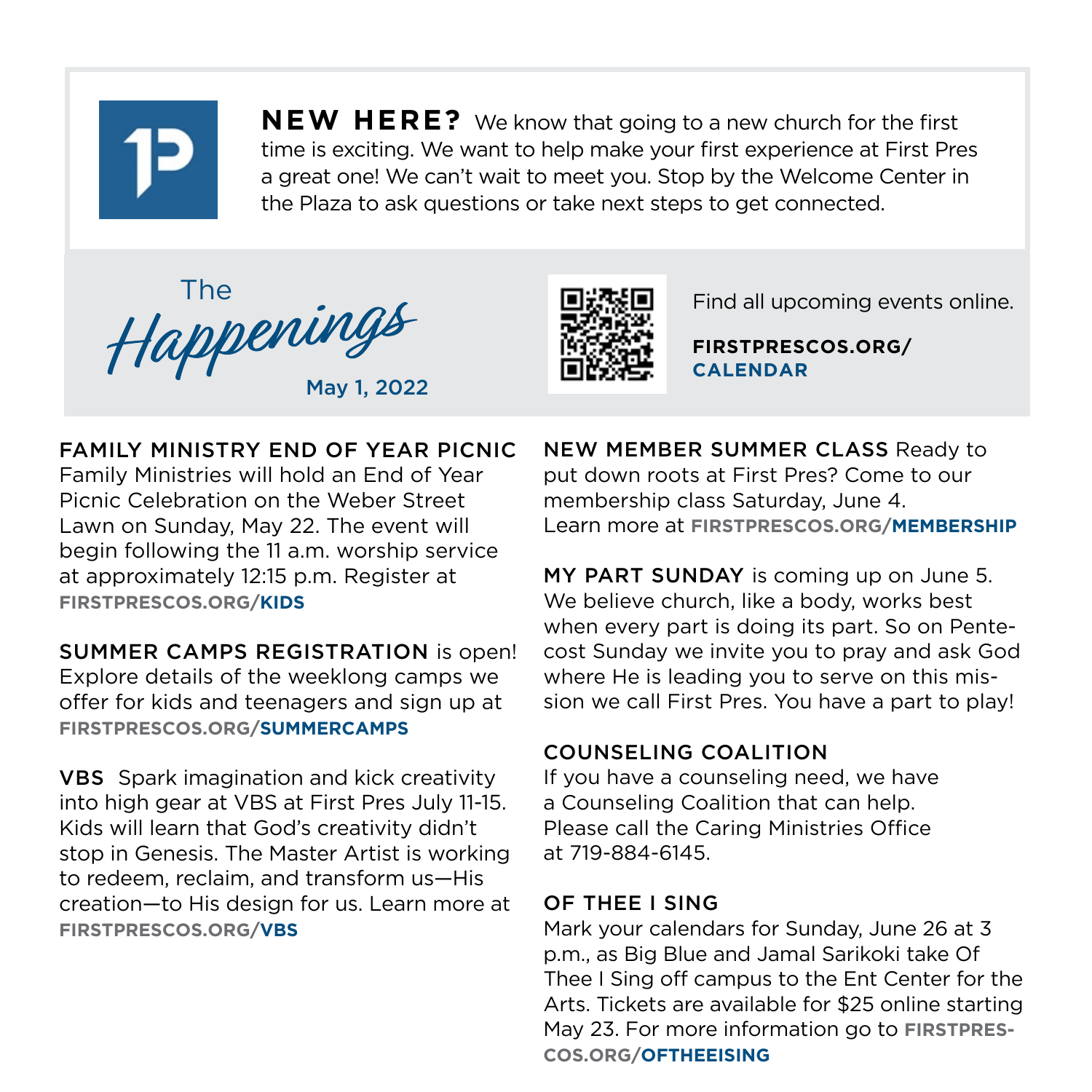**NEW HERE?** We know that going to a new church for the first time is exciting. We want to help make your first experience at First Pres a great one! We can't wait to meet you. Stop by the Welcome Center in the Plaza to ask questions or take next steps to get connected.

# The *Happenings*

May 1, 2022

Find all upcoming events online.

**FIRSTPRESCOS.ORG/CALENDAR**

**FAMILY MINISTRY END OF YEAR PICNIC** Family Ministries will hold an End of Year Picnic Celebration on the Weber Street Lawn on Sunday, May 22. The event will begin following the 11 a.m. worship service at approximately 12:15 p.m. Register at **FIRSTPRESCOS.ORG/KIDS**

**SUMMER CAMPS REGISTRATION** is open! Explore details of the weeklong camps we offer for kids and teenagers and sign up at **FIRSTPRESCOS.ORG/SUMMERCAMPS**

**VBS** Spark imagination and kick creativity into high gear at VBS at First Pres July 11-15. Kids will learn that God's creativity didn't stop in Genesis. The Master Artist is working to redeem, reclaim, and transform us—His creation—to His design for us. Learn more at **FIRSTPRESCOS.ORG/VBS**

**NEW MEMBER SUMMER CLASS** Ready to put down roots at First Pres? Come to our membership class Saturday, June 4. Learn more at **FIRSTPRESCOS.ORG/MEMBERSHIP**

**MY PART SUNDAY** is coming up on June 5. We believe church, like a body, works best when every part is doing its part. So on Pentecost Sunday we invite you to pray and ask God where He is leading you to serve on this mission we call First Pres. You have a part to play!

**COUNSELING COALITION**
If you have a counseling need, we have a Counseling Coalition that can help. Please call the Caring Ministries Office at 719-884-6145.

**OF THEE I SING**
Mark your calendars for Sunday, June 26 at 3 p.m., as Big Blue and Jamal Sarikoki take Of Thee I Sing off campus to the Ent Center for the Arts. Tickets are available for $25 online starting May 23. For more information go to **FIRSTPRESCOS.ORG/OFTHEEISING**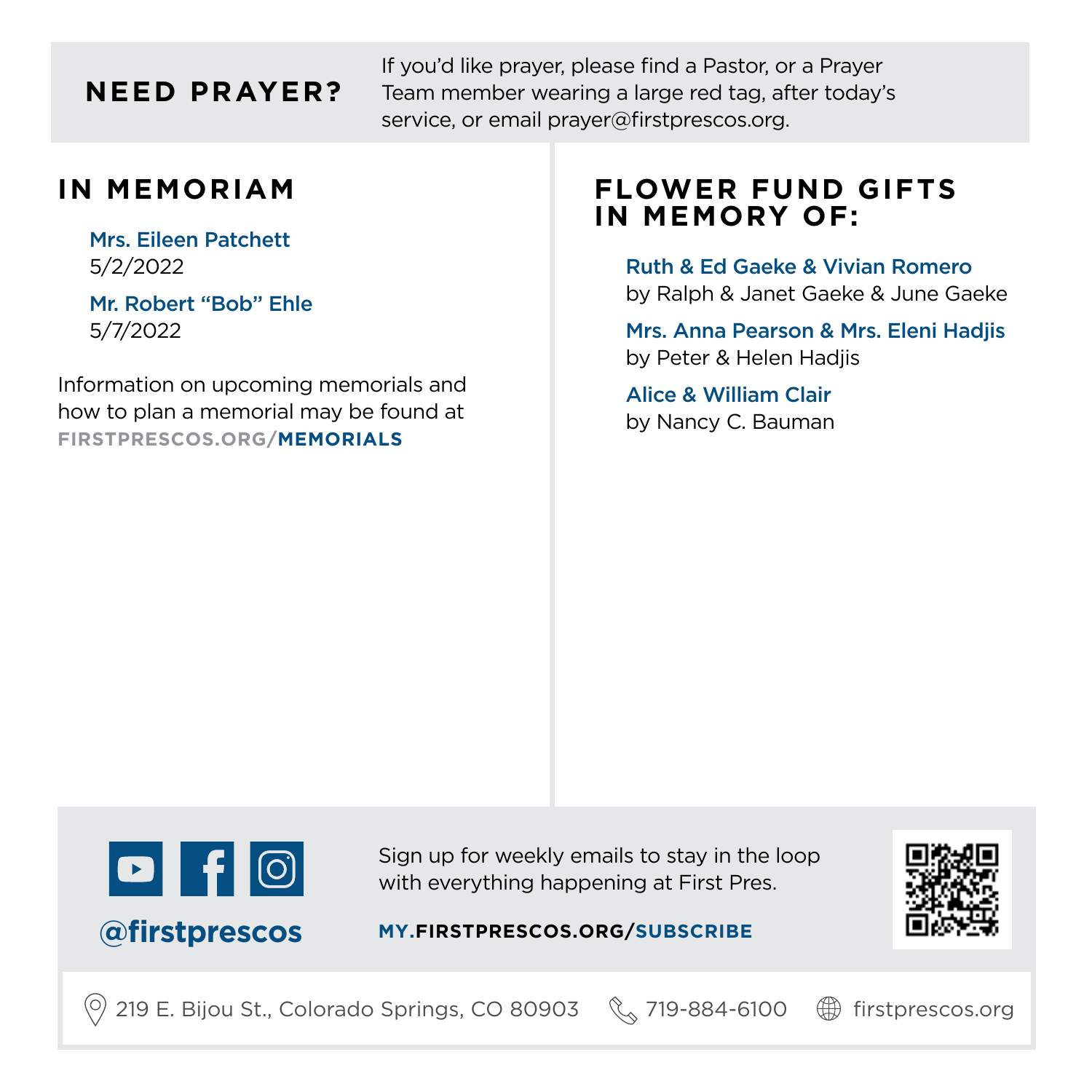## NEED PRAYER?

If you'd like prayer, please find a Pastor, or a Prayer Team member wearing a large red tag, after today's service, or email prayer@firstprescos.org.

## IN MEMORIAM

**Mrs. Eileen Patchett**
5/2/2022

**Mr. Robert "Bob" Ehle**
5/7/2022

Information on upcoming memorials and how to plan a memorial may be found at **FIRSTPRESCOS.ORG/MEMORIALS**

## FLOWER FUND GIFTS IN MEMORY OF:

**Ruth & Ed Gaeke & Vivian Romero**
by Ralph & Janet Gaeke & June Gaeke

**Mrs. Anna Pearson & Mrs. Eleni Hadjis**
by Peter & Helen Hadjis

**Alice & William Clair**
by Nancy C. Bauman

**@firstprescos**

Sign up for weekly emails to stay in the loop with everything happening at First Pres.

**MY.FIRSTPRESCOS.ORG/SUBSCRIBE**

219 E. Bijou St., Colorado Springs, CO 80903 | 719-884-6100 | firstprescos.org